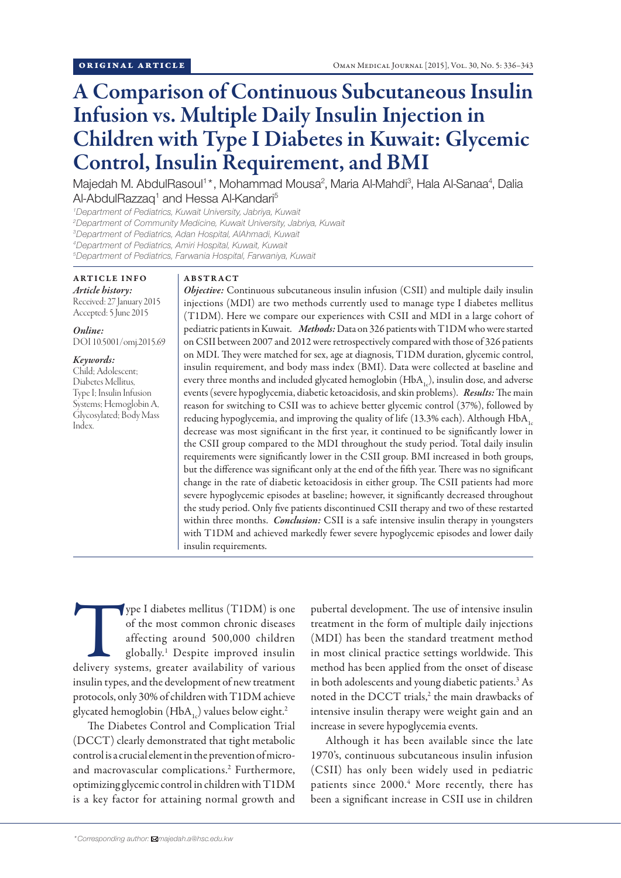ORIGINAL ARTICLE

# A Comparison of Continuous Subcutaneous Insulin Infusion vs. Multiple Daily Insulin Injection in Children with Type I Diabetes in Kuwait: Glycemic Control, Insulin Requirement, and BMI

Majedah M. AbdulRasoul[1]*, Mohammad Mousa[2], Maria Al-Mahdi[3], Hala Al-Sanaa[4], Dalia Al-AbdulRazzaq[1] and Hessa Al-Kandari[5]

[1]*Department of Pediatrics, Kuwait University, Jabriya, Kuwait*
[2]*Department of Community Medicine, Kuwait University, Jabriya, Kuwait*
[3]*Department of Pediatrics, Adan Hospital, AlAhmadi, Kuwait*
[4]*Department of Pediatrics, Amiri Hospital, Kuwait, Kuwait*
[5]*Department of Pediatrics, Farwania Hospital, Farwaniya, Kuwait*

## ARTICLE INFO

*Article history:*
Received: 27 January 2015
Accepted: 5 June 2015

*Online:*
DOI 10.5001/omj.2015.69

*Keywords:*
Child; Adolescent; Diabetes Mellitus, Type I; Insulin Infusion Systems; Hemoglobin A, Glycosylated; Body Mass Index.

## ABSTRACT

***Objective:*** Continuous subcutaneous insulin infusion (CSII) and multiple daily insulin injections (MDI) are two methods currently used to manage type I diabetes mellitus (T1DM). Here we compare our experiences with CSII and MDI in a large cohort of pediatric patients in Kuwait. ***Methods:*** Data on 326 patients with T1DM who were started on CSII between 2007 and 2012 were retrospectively compared with those of 326 patients on MDI. They were matched for sex, age at diagnosis, T1DM duration, glycemic control, insulin requirement, and body mass index (BMI). Data were collected at baseline and every three months and included glycated hemoglobin ($HbA_{1c}$), insulin dose, and adverse events (severe hypoglycemia, diabetic ketoacidosis, and skin problems). ***Results:*** The main reason for switching to CSII was to achieve better glycemic control (37%), followed by reducing hypoglycemia, and improving the quality of life (13.3% each). Although $HbA_{1c}$ decrease was most significant in the first year, it continued to be significantly lower in the CSII group compared to the MDI throughout the study period. Total daily insulin requirements were significantly lower in the CSII group. BMI increased in both groups, but the difference was significant only at the end of the fifth year. There was no significant change in the rate of diabetic ketoacidosis in either group. The CSII patients had more severe hypoglycemic episodes at baseline; however, it significantly decreased throughout the study period. Only five patients discontinued CSII therapy and two of these restarted within three months. ***Conclusion:*** CSII is a safe intensive insulin therapy in youngsters with T1DM and achieved markedly fewer severe hypoglycemic episodes and lower daily insulin requirements.

Type I diabetes mellitus (T1DM) is one of the most common chronic diseases affecting around 500,000 children globally.[1] Despite improved insulin delivery systems, greater availability of various insulin types, and the development of new treatment protocols, only 30% of children with T1DM achieve glycated hemoglobin ($HbA_{1c}$) values below eight.[2]

The Diabetes Control and Complication Trial (DCCT) clearly demonstrated that tight metabolic control is a crucial element in the prevention of micro- and macrovascular complications.[2] Furthermore, optimizing glycemic control in children with T1DM is a key factor for attaining normal growth and pubertal development. The use of intensive insulin treatment in the form of multiple daily injections (MDI) has been the standard treatment method in most clinical practice settings worldwide. This method has been applied from the onset of disease in both adolescents and young diabetic patients.[3] As noted in the DCCT trials,[2] the main drawbacks of intensive insulin therapy were weight gain and an increase in severe hypoglycemia events.

Although it has been available since the late 1970's, continuous subcutaneous insulin infusion (CSII) has only been widely used in pediatric patients since 2000.[4] More recently, there has been a significant increase in CSII use in children

*Corresponding author: majedah.a@hsc.edu.kw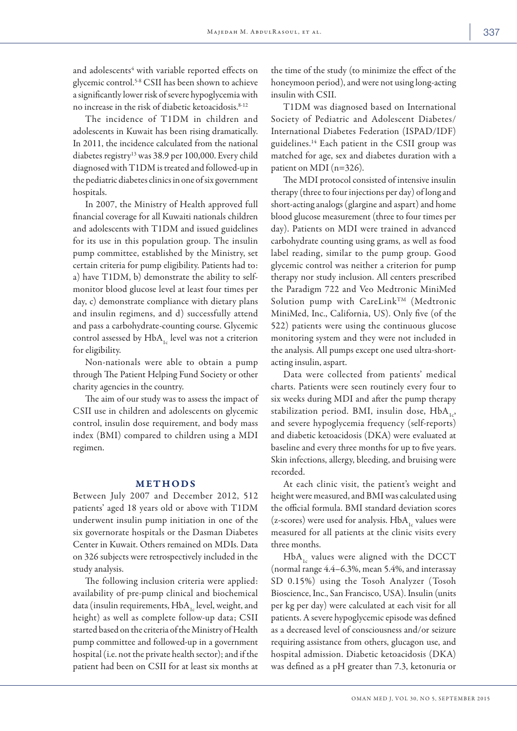and adolescents[4] with variable reported effects on glycemic control.[5-8] CSII has been shown to achieve a significantly lower risk of severe hypoglycemia with no increase in the risk of diabetic ketoacidosis.[8-12]

The incidence of T1DM in children and adolescents in Kuwait has been rising dramatically. In 2011, the incidence calculated from the national diabetes registry[13] was 38.9 per 100,000. Every child diagnosed with T1DM is treated and followed-up in the pediatric diabetes clinics in one of six government hospitals.

In 2007, the Ministry of Health approved full financial coverage for all Kuwaiti nationals children and adolescents with T1DM and issued guidelines for its use in this population group. The insulin pump committee, established by the Ministry, set certain criteria for pump eligibility. Patients had to: a) have T1DM, b) demonstrate the ability to self-monitor blood glucose level at least four times per day, c) demonstrate compliance with dietary plans and insulin regimens, and d) successfully attend and pass a carbohydrate-counting course. Glycemic control assessed by $HbA_{1c}$ level was not a criterion for eligibility.

Non-nationals were able to obtain a pump through The Patient Helping Fund Society or other charity agencies in the country.

The aim of our study was to assess the impact of CSII use in children and adolescents on glycemic control, insulin dose requirement, and body mass index (BMI) compared to children using a MDI regimen.

## METHODS

Between July 2007 and December 2012, 512 patients' aged 18 years old or above with T1DM underwent insulin pump initiation in one of the six governorate hospitals or the Dasman Diabetes Center in Kuwait. Others remained on MDIs. Data on 326 subjects were retrospectively included in the study analysis.

The following inclusion criteria were applied: availability of pre-pump clinical and biochemical data (insulin requirements, $HbA_{1c}$ level, weight, and height) as well as complete follow-up data; CSII started based on the criteria of the Ministry of Health pump committee and followed-up in a government hospital (i.e. not the private health sector); and if the patient had been on CSII for at least six months at the time of the study (to minimize the effect of the honeymoon period), and were not using long-acting insulin with CSII.

T1DM was diagnosed based on International Society of Pediatric and Adolescent Diabetes/ International Diabetes Federation (ISPAD/IDF) guidelines.[14] Each patient in the CSII group was matched for age, sex and diabetes duration with a patient on MDI (n=326).

The MDI protocol consisted of intensive insulin therapy (three to four injections per day) of long and short-acting analogs (glargine and aspart) and home blood glucose measurement (three to four times per day). Patients on MDI were trained in advanced carbohydrate counting using grams, as well as food label reading, similar to the pump group. Good glycemic control was neither a criterion for pump therapy nor study inclusion. All centers prescribed the Paradigm 722 and Veo Medtronic MiniMed Solution pump with CareLink™ (Medtronic MiniMed, Inc., California, US). Only five (of the 522) patients were using the continuous glucose monitoring system and they were not included in the analysis. All pumps except one used ultra-short-acting insulin, aspart.

Data were collected from patients' medical charts. Patients were seen routinely every four to six weeks during MDI and after the pump therapy stabilization period. BMI, insulin dose, $HbA_{1c}$, and severe hypoglycemia frequency (self-reports) and diabetic ketoacidosis (DKA) were evaluated at baseline and every three months for up to five years. Skin infections, allergy, bleeding, and bruising were recorded.

At each clinic visit, the patient's weight and height were measured, and BMI was calculated using the official formula. BMI standard deviation scores (z-scores) were used for analysis. $HbA_{1c}$ values were measured for all patients at the clinic visits every three months.

$HbA_{1c}$ values were aligned with the DCCT (normal range 4.4–6.3%, mean 5.4%, and interassay SD 0.15%) using the Tosoh Analyzer (Tosoh Bioscience, Inc., San Francisco, USA). Insulin (units per kg per day) were calculated at each visit for all patients. A severe hypoglycemic episode was defined as a decreased level of consciousness and/or seizure requiring assistance from others, glucagon use, and hospital admission. Diabetic ketoacidosis (DKA) was defined as a pH greater than 7.3, ketonuria or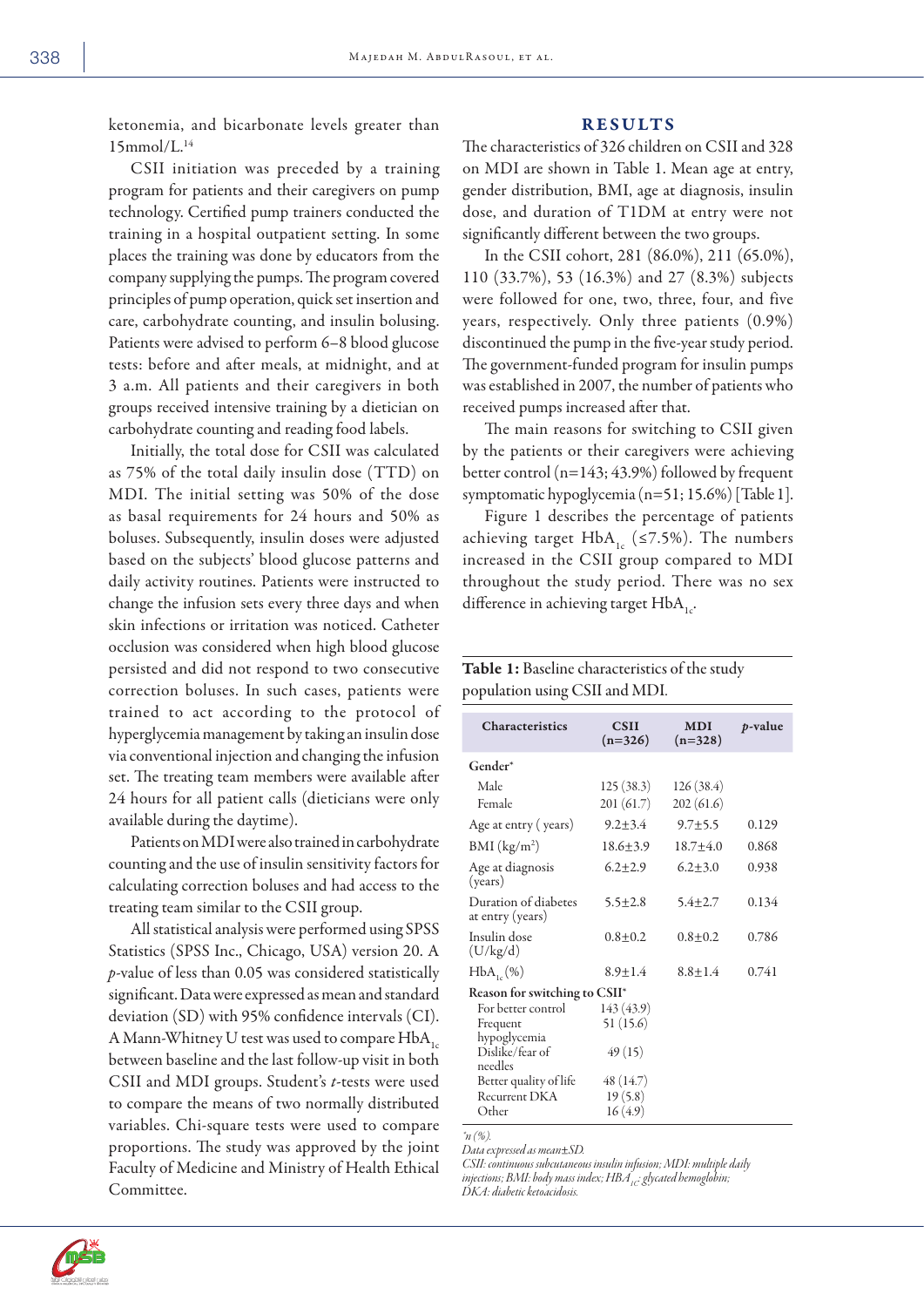ketonemia, and bicarbonate levels greater than 15mmol/L.[14]

CSII initiation was preceded by a training program for patients and their caregivers on pump technology. Certified pump trainers conducted the training in a hospital outpatient setting. In some places the training was done by educators from the company supplying the pumps. The program covered principles of pump operation, quick set insertion and care, carbohydrate counting, and insulin bolusing. Patients were advised to perform 6–8 blood glucose tests: before and after meals, at midnight, and at 3 a.m. All patients and their caregivers in both groups received intensive training by a dietician on carbohydrate counting and reading food labels.

Initially, the total dose for CSII was calculated as 75% of the total daily insulin dose (TTD) on MDI. The initial setting was 50% of the dose as basal requirements for 24 hours and 50% as boluses. Subsequently, insulin doses were adjusted based on the subjects' blood glucose patterns and daily activity routines. Patients were instructed to change the infusion sets every three days and when skin infections or irritation was noticed. Catheter occlusion was considered when high blood glucose persisted and did not respond to two consecutive correction boluses. In such cases, patients were trained to act according to the protocol of hyperglycemia management by taking an insulin dose via conventional injection and changing the infusion set. The treating team members were available after 24 hours for all patient calls (dieticians were only available during the daytime).

Patients on MDI were also trained in carbohydrate counting and the use of insulin sensitivity factors for calculating correction boluses and had access to the treating team similar to the CSII group.

All statistical analysis were performed using SPSS Statistics (SPSS Inc., Chicago, USA) version 20. A *p*-value of less than 0.05 was considered statistically significant. Data were expressed as mean and standard deviation (SD) with 95% confidence intervals (CI). A Mann-Whitney U test was used to compare $HbA_{1c}$ between baseline and the last follow-up visit in both CSII and MDI groups. Student's *t*-tests were used to compare the means of two normally distributed variables. Chi-square tests were used to compare proportions. The study was approved by the joint Faculty of Medicine and Ministry of Health Ethical Committee.

## RESULTS

The characteristics of 326 children on CSII and 328 on MDI are shown in Table 1. Mean age at entry, gender distribution, BMI, age at diagnosis, insulin dose, and duration of T1DM at entry were not significantly different between the two groups.

In the CSII cohort, 281 (86.0%), 211 (65.0%), 110 (33.7%), 53 (16.3%) and 27 (8.3%) subjects were followed for one, two, three, four, and five years, respectively. Only three patients (0.9%) discontinued the pump in the five-year study period. The government-funded program for insulin pumps was established in 2007, the number of patients who received pumps increased after that.

The main reasons for switching to CSII given by the patients or their caregivers were achieving better control (n=143; 43.9%) followed by frequent symptomatic hypoglycemia (n=51; 15.6%) [Table 1].

Figure 1 describes the percentage of patients achieving target $HbA_{1c}$ (≤7.5%). The numbers increased in the CSII group compared to MDI throughout the study period. There was no sex difference in achieving target $HbA_{1c}$.

**Table 1:** Baseline characteristics of the study population using CSII and MDI.

| Characteristics | CSII (n=326) | MDI (n=328) | *p*-value |
|---|---|---|---|
| Gender* | | | |
| Male | 125 (38.3) | 126 (38.4) | |
| Female | 201 (61.7) | 202 (61.6) | |
| Age at entry ( years) | 9.2±3.4 | 9.7±5.5 | 0.129 |
| BMI (kg/m²) | 18.6±3.9 | 18.7±4.0 | 0.868 |
| Age at diagnosis (years) | 6.2±2.9 | 6.2±3.0 | 0.938 |
| Duration of diabetes at entry (years) | 5.5±2.8 | 5.4±2.7 | 0.134 |
| Insulin dose (U/kg/d) | 0.8±0.2 | 0.8±0.2 | 0.786 |
| $HbA_{1c}$ (%) | 8.9±1.4 | 8.8±1.4 | 0.741 |
| Reason for switching to CSII* | | | |
| For better control | 143 (43.9) | | |
| Frequent hypoglycemia | 51 (15.6) | | |
| Dislike/fear of needles | 49 (15) | | |
| Better quality of life | 48 (14.7) | | |
| Recurrent DKA | 19 (5.8) | | |
| Other | 16 (4.9) | | |

*n (%).
*Data expressed as mean±SD.*
*CSII: continuous subcutaneous insulin infusion; MDI: multiple daily injections; BMI: body mass index; $HBA_{1C}$: glycated hemoglobin; DKA: diabetic ketoacidosis.*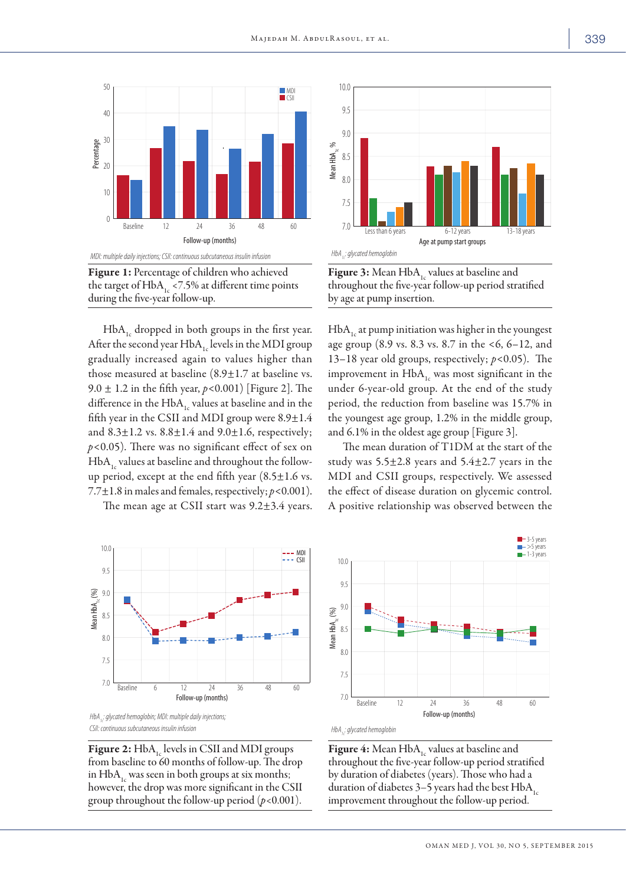**Figure 1:** Percentage of children who achieved the target of $HbA_{1c}$ <7.5% at different time points during the five-year follow-up.

*MDI: multiple daily injections; CSII: continuous subcutaneous insulin infusion*

**Figure 3:** Mean $HbA_{1c}$ values at baseline and throughout the five-year follow-up period stratified by age at pump insertion.

*$HbA_{1c}$: glycated hemoglobin*

$HbA_{1c}$ dropped in both groups in the first year. After the second year $HbA_{1c}$ levels in the MDI group gradually increased again to values higher than those measured at baseline (8.9±1.7 at baseline vs. 9.0 ± 1.2 in the fifth year, $p$<0.001) [Figure 2]. The difference in the $HbA_{1c}$ values at baseline and in the fifth year in the CSII and MDI group were 8.9±1.4 and 8.3±1.2 vs. 8.8±1.4 and 9.0±1.6, respectively; $p$<0.05). There was no significant effect of sex on $HbA_{1c}$ values at baseline and throughout the follow-up period, except at the end fifth year (8.5±1.6 vs. 7.7±1.8 in males and females, respectively; $p$<0.001).

The mean age at CSII start was 9.2±3.4 years. $HbA_{1c}$ at pump initiation was higher in the youngest age group (8.9 vs. 8.3 vs. 8.7 in the <6, 6–12, and 13–18 year old groups, respectively; $p$<0.05). The improvement in $HbA_{1c}$ was most significant in the under 6-year-old group. At the end of the study period, the reduction from baseline was 15.7% in the youngest age group, 1.2% in the middle group, and 6.1% in the oldest age group [Figure 3].

The mean duration of T1DM at the start of the study was 5.5±2.8 years and 5.4±2.7 years in the MDI and CSII groups, respectively. We assessed the effect of disease duration on glycemic control. A positive relationship was observed between the

*$HbA_{1c}$: glycated hemoglobin; MDI: multiple daily injections; CSII: continuous subcutaneous insulin infusion*

**Figure 2:** $HbA_{1c}$ levels in CSII and MDI groups from baseline to 60 months of follow-up. The drop in $HbA_{1c}$ was seen in both groups at six months; however, the drop was more significant in the CSII group throughout the follow-up period ($p$<0.001).

*$HbA_{1c}$: glycated hemoglobin*

**Figure 4:** Mean $HbA_{1c}$ values at baseline and throughout the five-year follow-up period stratified by duration of diabetes (years). Those who had a duration of diabetes 3–5 years had the best $HbA_{1c}$ improvement throughout the follow-up period.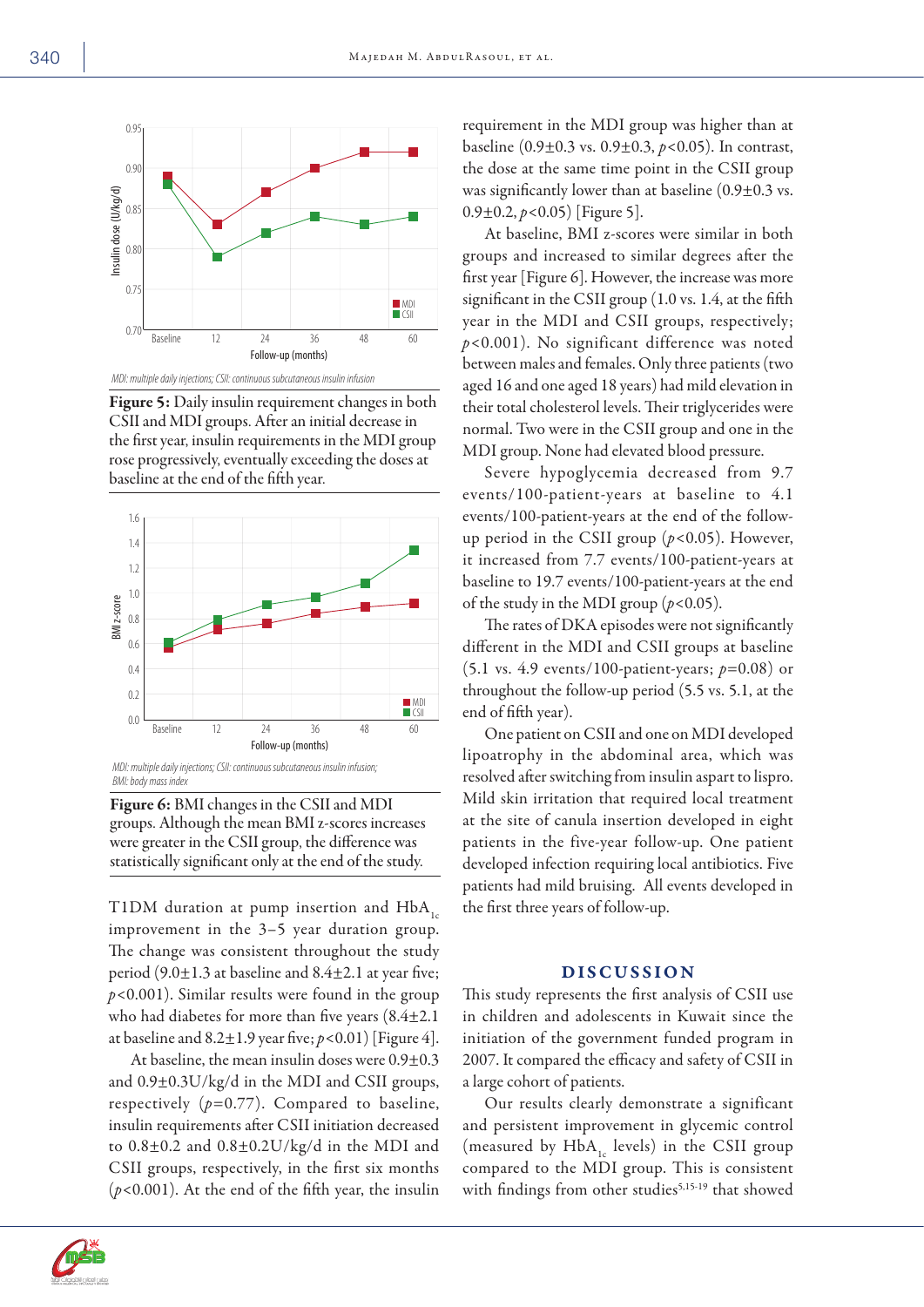MDI: multiple daily injections; CSII: continuous subcutaneous insulin infusion

**Figure 5:** Daily insulin requirement changes in both CSII and MDI groups. After an initial decrease in the first year, insulin requirements in the MDI group rose progressively, eventually exceeding the doses at baseline at the end of the fifth year.

MDI: multiple daily injections; CSII: continuous subcutaneous insulin infusion; BMI: body mass index

**Figure 6:** BMI changes in the CSII and MDI groups. Although the mean BMI z-scores increases were greater in the CSII group, the difference was statistically significant only at the end of the study.

T1DM duration at pump insertion and $HbA_{1c}$ improvement in the 3–5 year duration group. The change was consistent throughout the study period (9.0±1.3 at baseline and 8.4±2.1 at year five; $p<0.001$). Similar results were found in the group who had diabetes for more than five years (8.4±2.1 at baseline and 8.2±1.9 year five; $p<0.01$) [Figure 4].

At baseline, the mean insulin doses were 0.9±0.3 and 0.9±0.3U/kg/d in the MDI and CSII groups, respectively ($p=0.77$). Compared to baseline, insulin requirements after CSII initiation decreased to 0.8±0.2 and 0.8±0.2U/kg/d in the MDI and CSII groups, respectively, in the first six months ($p<0.001$). At the end of the fifth year, the insulin requirement in the MDI group was higher than at baseline (0.9±0.3 vs. 0.9±0.3, $p<0.05$). In contrast, the dose at the same time point in the CSII group was significantly lower than at baseline (0.9±0.3 vs. 0.9±0.2, $p<0.05$) [Figure 5].

At baseline, BMI z-scores were similar in both groups and increased to similar degrees after the first year [Figure 6]. However, the increase was more significant in the CSII group (1.0 vs. 1.4, at the fifth year in the MDI and CSII groups, respectively; $p<0.001$). No significant difference was noted between males and females. Only three patients (two aged 16 and one aged 18 years) had mild elevation in their total cholesterol levels. Their triglycerides were normal. Two were in the CSII group and one in the MDI group. None had elevated blood pressure.

Severe hypoglycemia decreased from 9.7 events/100-patient-years at baseline to 4.1 events/100-patient-years at the end of the follow-up period in the CSII group ($p<0.05$). However, it increased from 7.7 events/100-patient-years at baseline to 19.7 events/100-patient-years at the end of the study in the MDI group ($p<0.05$).

The rates of DKA episodes were not significantly different in the MDI and CSII groups at baseline (5.1 vs. 4.9 events/100-patient-years; $p=0.08$) or throughout the follow-up period (5.5 vs. 5.1, at the end of fifth year).

One patient on CSII and one on MDI developed lipoatrophy in the abdominal area, which was resolved after switching from insulin aspart to lispro. Mild skin irritation that required local treatment at the site of canula insertion developed in eight patients in the five-year follow-up. One patient developed infection requiring local antibiotics. Five patients had mild bruising. All events developed in the first three years of follow-up.

## DISCUSSION

This study represents the first analysis of CSII use in children and adolescents in Kuwait since the initiation of the government funded program in 2007. It compared the efficacy and safety of CSII in a large cohort of patients.

Our results clearly demonstrate a significant and persistent improvement in glycemic control (measured by $HbA_{1c}$ levels) in the CSII group compared to the MDI group. This is consistent with findings from other studies[5,15-19] that showed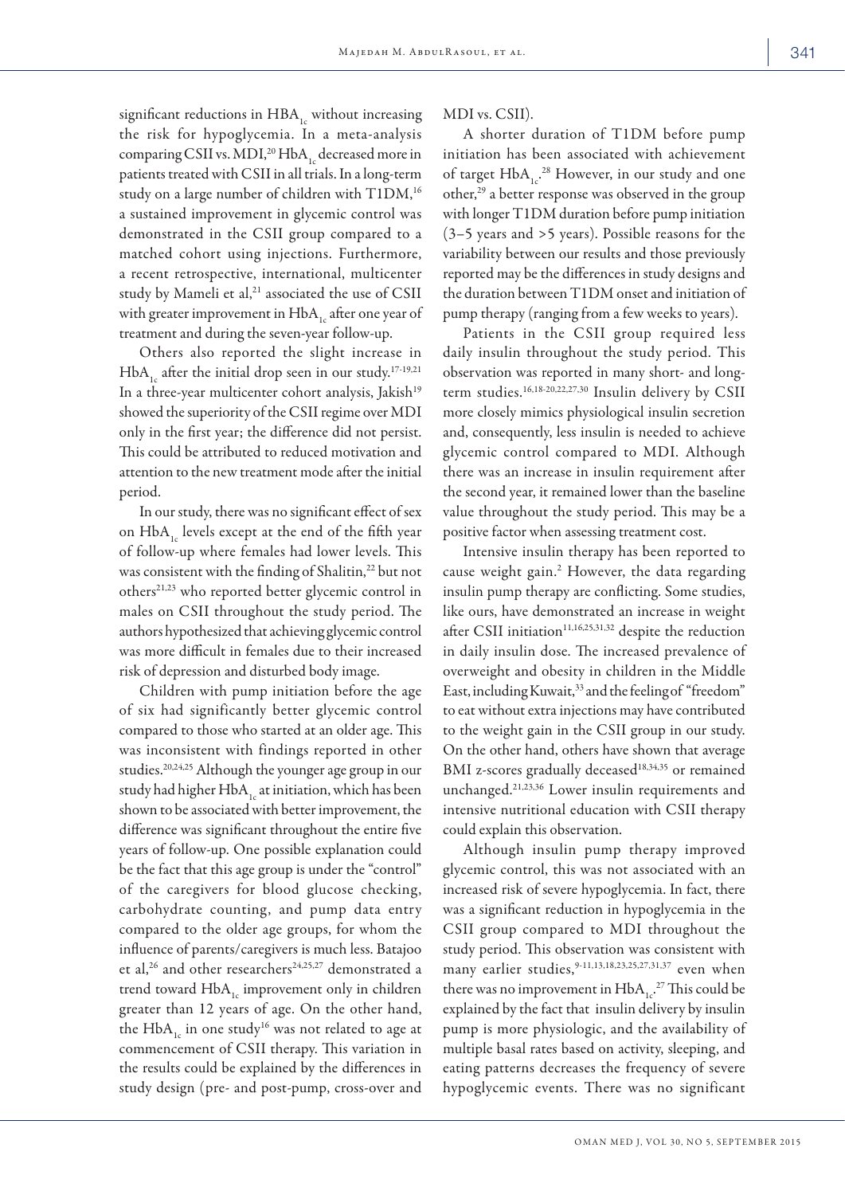significant reductions in $HBA_{1c}$ without increasing the risk for hypoglycemia. In a meta-analysis comparing CSII vs. MDI,[20] $HbA_{1c}$ decreased more in patients treated with CSII in all trials. In a long-term study on a large number of children with T1DM,[16] a sustained improvement in glycemic control was demonstrated in the CSII group compared to a matched cohort using injections. Furthermore, a recent retrospective, international, multicenter study by Mameli et al,[21] associated the use of CSII with greater improvement in $HbA_{1c}$ after one year of treatment and during the seven-year follow-up.

Others also reported the slight increase in $HbA_{1c}$ after the initial drop seen in our study.[17-19,21] In a three-year multicenter cohort analysis, Jakish[19] showed the superiority of the CSII regime over MDI only in the first year; the difference did not persist. This could be attributed to reduced motivation and attention to the new treatment mode after the initial period.

In our study, there was no significant effect of sex on $HbA_{1c}$ levels except at the end of the fifth year of follow-up where females had lower levels. This was consistent with the finding of Shalitin,[22] but not others[21,23] who reported better glycemic control in males on CSII throughout the study period. The authors hypothesized that achieving glycemic control was more difficult in females due to their increased risk of depression and disturbed body image.

Children with pump initiation before the age of six had significantly better glycemic control compared to those who started at an older age. This was inconsistent with findings reported in other studies.[20,24,25] Although the younger age group in our study had higher $HbA_{1c}$ at initiation, which has been shown to be associated with better improvement, the difference was significant throughout the entire five years of follow-up. One possible explanation could be the fact that this age group is under the "control" of the caregivers for blood glucose checking, carbohydrate counting, and pump data entry compared to the older age groups, for whom the influence of parents/caregivers is much less. Batajoo et al,[26] and other researchers[24,25,27] demonstrated a trend toward $HbA_{1c}$ improvement only in children greater than 12 years of age. On the other hand, the $HbA_{1c}$ in one study[16] was not related to age at commencement of CSII therapy. This variation in the results could be explained by the differences in study design (pre- and post-pump, cross-over and MDI vs. CSII).

A shorter duration of T1DM before pump initiation has been associated with achievement of target $HbA_{1c}$.[28] However, in our study and one other,[29] a better response was observed in the group with longer T1DM duration before pump initiation (3–5 years and >5 years). Possible reasons for the variability between our results and those previously reported may be the differences in study designs and the duration between T1DM onset and initiation of pump therapy (ranging from a few weeks to years).

Patients in the CSII group required less daily insulin throughout the study period. This observation was reported in many short- and long-term studies.[16,18-20,22,27,30] Insulin delivery by CSII more closely mimics physiological insulin secretion and, consequently, less insulin is needed to achieve glycemic control compared to MDI. Although there was an increase in insulin requirement after the second year, it remained lower than the baseline value throughout the study period. This may be a positive factor when assessing treatment cost.

Intensive insulin therapy has been reported to cause weight gain.[2] However, the data regarding insulin pump therapy are conflicting. Some studies, like ours, have demonstrated an increase in weight after CSII initiation[11,16,25,31,32] despite the reduction in daily insulin dose. The increased prevalence of overweight and obesity in children in the Middle East, including Kuwait,[33] and the feeling of "freedom" to eat without extra injections may have contributed to the weight gain in the CSII group in our study. On the other hand, others have shown that average BMI z-scores gradually deceased[18,34,35] or remained unchanged.[21,23,36] Lower insulin requirements and intensive nutritional education with CSII therapy could explain this observation.

Although insulin pump therapy improved glycemic control, this was not associated with an increased risk of severe hypoglycemia. In fact, there was a significant reduction in hypoglycemia in the CSII group compared to MDI throughout the study period. This observation was consistent with many earlier studies,[9-11,13,18,23,25,27,31,37] even when there was no improvement in $HbA_{1c}$.[27] This could be explained by the fact that insulin delivery by insulin pump is more physiologic, and the availability of multiple basal rates based on activity, sleeping, and eating patterns decreases the frequency of severe hypoglycemic events. There was no significant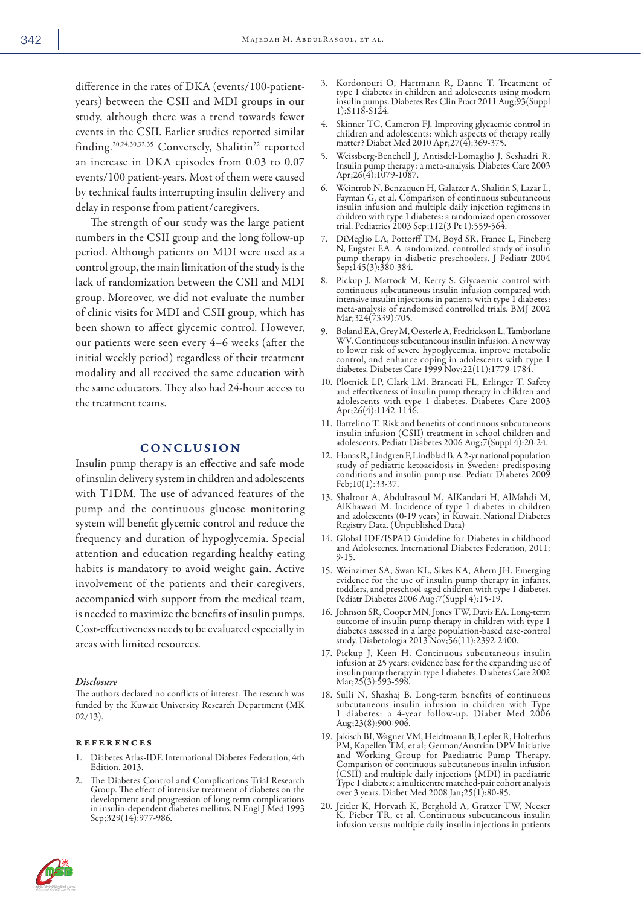difference in the rates of DKA (events/100-patient-years) between the CSII and MDI groups in our study, although there was a trend towards fewer events in the CSII. Earlier studies reported similar finding.[20,24,30,32,35] Conversely, Shalitin[22] reported an increase in DKA episodes from 0.03 to 0.07 events/100 patient-years. Most of them were caused by technical faults interrupting insulin delivery and delay in response from patient/caregivers.

The strength of our study was the large patient numbers in the CSII group and the long follow-up period. Although patients on MDI were used as a control group, the main limitation of the study is the lack of randomization between the CSII and MDI group. Moreover, we did not evaluate the number of clinic visits for MDI and CSII group, which has been shown to affect glycemic control. However, our patients were seen every 4–6 weeks (after the initial weekly period) regardless of their treatment modality and all received the same education with the same educators. They also had 24-hour access to the treatment teams.

## CONCLUSION

Insulin pump therapy is an effective and safe mode of insulin delivery system in children and adolescents with T1DM. The use of advanced features of the pump and the continuous glucose monitoring system will benefit glycemic control and reduce the frequency and duration of hypoglycemia. Special attention and education regarding healthy eating habits is mandatory to avoid weight gain. Active involvement of the patients and their caregivers, accompanied with support from the medical team, is needed to maximize the benefits of insulin pumps. Cost-effectiveness needs to be evaluated especially in areas with limited resources.

### *Disclosure*

The authors declared no conflicts of interest. The research was funded by the Kuwait University Research Department (MK 02/13).

## REFERENCES

1. Diabetes Atlas-IDF. International Diabetes Federation, 4th Edition. 2013.
2. The Diabetes Control and Complications Trial Research Group. The effect of intensive treatment of diabetes on the development and progression of long-term complications in insulin-dependent diabetes mellitus. N Engl J Med 1993 Sep;329(14):977-986.
3. Kordonouri O, Hartmann R, Danne T. Treatment of type 1 diabetes in children and adolescents using modern insulin pumps. Diabetes Res Clin Pract 2011 Aug;93(Suppl 1):S118-S124.
4. Skinner TC, Cameron FJ. Improving glycaemic control in children and adolescents: which aspects of therapy really matter? Diabet Med 2010 Apr;27(4):369-375.
5. Weissberg-Benchell J, Antisdel-Lomaglio J, Seshadri R. Insulin pump therapy: a meta-analysis. Diabetes Care 2003 Apr;26(4):1079-1087.
6. Weintrob N, Benzaquen H, Galatzer A, Shalitin S, Lazar L, Fayman G, et al. Comparison of continuous subcutaneous insulin infusion and multiple daily injection regimens in children with type 1 diabetes: a randomized open crossover trial. Pediatrics 2003 Sep;112(3 Pt 1):559-564.
7. DiMeglio LA, Pottorff TM, Boyd SR, France L, Fineberg N, Eugster EA. A randomized, controlled study of insulin pump therapy in diabetic preschoolers. J Pediatr 2004 Sep;145(3):380-384.
8. Pickup J, Mattock M, Kerry S. Glycaemic control with continuous subcutaneous insulin infusion compared with intensive insulin injections in patients with type 1 diabetes: meta-analysis of randomised controlled trials. BMJ 2002 Mar;324(7339):705.
9. Boland EA, Grey M, Oesterle A, Fredrickson L, Tamborlane WV. Continuous subcutaneous insulin infusion. A new way to lower risk of severe hypoglycemia, improve metabolic control, and enhance coping in adolescents with type 1 diabetes. Diabetes Care 1999 Nov;22(11):1779-1784.
10. Plotnick LP, Clark LM, Brancati FL, Erlinger T. Safety and effectiveness of insulin pump therapy in children and adolescents with type 1 diabetes. Diabetes Care 2003 Apr;26(4):1142-1146.
11. Battelino T. Risk and benefits of continuous subcutaneous insulin infusion (CSII) treatment in school children and adolescents. Pediatr Diabetes 2006 Aug;7(Suppl 4):20-24.
12. Hanas R, Lindgren F, Lindblad B. A 2-yr national population study of pediatric ketoacidosis in Sweden: predisposing conditions and insulin pump use. Pediatr Diabetes 2009 Feb;10(1):33-37.
13. Shaltout A, Abdulrasoul M, AlKandari H, AlMahdi M, AlKhawari M. Incidence of type 1 diabetes in children and adolescents (0-19 years) in Kuwait. National Diabetes Registry Data. (Unpublished Data)
14. Global IDF/ISPAD Guideline for Diabetes in childhood and Adolescents. International Diabetes Federation, 2011; 9-15.
15. Weinzimer SA, Swan KL, Sikes KA, Ahern JH. Emerging evidence for the use of insulin pump therapy in infants, toddlers, and preschool-aged children with type 1 diabetes. Pediatr Diabetes 2006 Aug;7(Suppl 4):15-19.
16. Johnson SR, Cooper MN, Jones TW, Davis EA. Long-term outcome of insulin pump therapy in children with type 1 diabetes assessed in a large population-based case-control study. Diabetologia 2013 Nov;56(11):2392-2400.
17. Pickup J, Keen H. Continuous subcutaneous insulin infusion at 25 years: evidence base for the expanding use of insulin pump therapy in type 1 diabetes. Diabetes Care 2002 Mar;25(3):593-598.
18. Sulli N, Shashaj B. Long-term benefits of continuous subcutaneous insulin infusion in children with Type 1 diabetes: a 4-year follow-up. Diabet Med 2006 Aug;23(8):900-906.
19. Jakisch BI, Wagner VM, Heidtmann B, Lepler R, Holterhus PM, Kapellen TM, et al; German/Austrian DPV Initiative and Working Group for Paediatric Pump Therapy. Comparison of continuous subcutaneous insulin infusion (CSII) and multiple daily injections (MDI) in paediatric Type 1 diabetes: a multicentre matched-pair cohort analysis over 3 years. Diabet Med 2008 Jan;25(1):80-85.
20. Jeitler K, Horvath K, Berghold A, Gratzer TW, Neeser K, Pieber TR, et al. Continuous subcutaneous insulin infusion versus multiple daily insulin injections in patients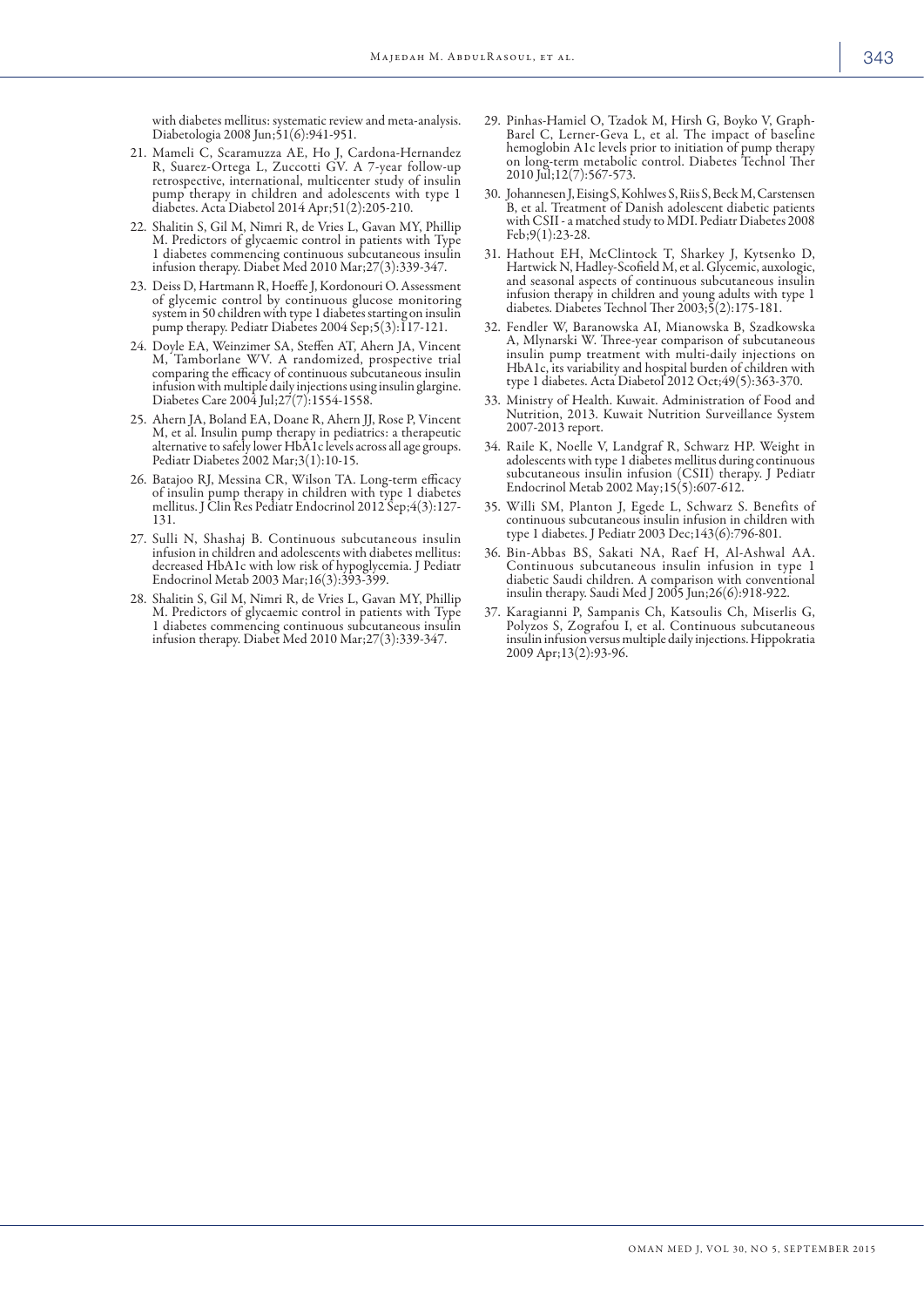with diabetes mellitus: systematic review and meta-analysis. Diabetologia 2008 Jun;51(6):941-951.

21. Mameli C, Scaramuzza AE, Ho J, Cardona-Hernandez R, Suarez-Ortega L, Zuccotti GV. A 7-year follow-up retrospective, international, multicenter study of insulin pump therapy in children and adolescents with type 1 diabetes. Acta Diabetol 2014 Apr;51(2):205-210.
22. Shalitin S, Gil M, Nimri R, de Vries L, Gavan MY, Phillip M. Predictors of glycaemic control in patients with Type 1 diabetes commencing continuous subcutaneous insulin infusion therapy. Diabet Med 2010 Mar;27(3):339-347.
23. Deiss D, Hartmann R, Hoeffe J, Kordonouri O. Assessment of glycemic control by continuous glucose monitoring system in 50 children with type 1 diabetes starting on insulin pump therapy. Pediatr Diabetes 2004 Sep;5(3):117-121.
24. Doyle EA, Weinzimer SA, Steffen AT, Ahern JA, Vincent M, Tamborlane WV. A randomized, prospective trial comparing the efficacy of continuous subcutaneous insulin infusion with multiple daily injections using insulin glargine. Diabetes Care 2004 Jul;27(7):1554-1558.
25. Ahern JA, Boland EA, Doane R, Ahern JJ, Rose P, Vincent M, et al. Insulin pump therapy in pediatrics: a therapeutic alternative to safely lower HbA1c levels across all age groups. Pediatr Diabetes 2002 Mar;3(1):10-15.
26. Batajoo RJ, Messina CR, Wilson TA. Long-term efficacy of insulin pump therapy in children with type 1 diabetes mellitus. J Clin Res Pediatr Endocrinol 2012 Sep;4(3):127-131.
27. Sulli N, Shashaj B. Continuous subcutaneous insulin infusion in children and adolescents with diabetes mellitus: decreased HbA1c with low risk of hypoglycemia. J Pediatr Endocrinol Metab 2003 Mar;16(3):393-399.
28. Shalitin S, Gil M, Nimri R, de Vries L, Gavan MY, Phillip M. Predictors of glycaemic control in patients with Type 1 diabetes commencing continuous subcutaneous insulin infusion therapy. Diabet Med 2010 Mar;27(3):339-347.
29. Pinhas-Hamiel O, Tzadok M, Hirsh G, Boyko V, Graph-Barel C, Lerner-Geva L, et al. The impact of baseline hemoglobin A1c levels prior to initiation of pump therapy on long-term metabolic control. Diabetes Technol Ther 2010 Jul;12(7):567-573.
30. Johannesen J, Eising S, Kohlwes S, Riis S, Beck M, Carstensen B, et al. Treatment of Danish adolescent diabetic patients with CSII - a matched study to MDI. Pediatr Diabetes 2008 Feb;9(1):23-28.
31. Hathout EH, McClintock T, Sharkey J, Kytsenko D, Hartwick N, Hadley-Scofield M, et al. Glycemic, auxologic, and seasonal aspects of continuous subcutaneous insulin infusion therapy in children and young adults with type 1 diabetes. Diabetes Technol Ther 2003;5(2):175-181.
32. Fendler W, Baranowska AI, Mianowska B, Szadkowska A, Mlynarski W. Three-year comparison of subcutaneous insulin pump treatment with multi-daily injections on HbA1c, its variability and hospital burden of children with type 1 diabetes. Acta Diabetol 2012 Oct;49(5):363-370.
33. Ministry of Health. Kuwait. Administration of Food and Nutrition, 2013. Kuwait Nutrition Surveillance System 2007-2013 report.
34. Raile K, Noelle V, Landgraf R, Schwarz HP. Weight in adolescents with type 1 diabetes mellitus during continuous subcutaneous insulin infusion (CSII) therapy. J Pediatr Endocrinol Metab 2002 May;15(5):607-612.
35. Willi SM, Planton J, Egede L, Schwarz S. Benefits of continuous subcutaneous insulin infusion in children with type 1 diabetes. J Pediatr 2003 Dec;143(6):796-801.
36. Bin-Abbas BS, Sakati NA, Raef H, Al-Ashwal AA. Continuous subcutaneous insulin infusion in type 1 diabetic Saudi children. A comparison with conventional insulin therapy. Saudi Med J 2005 Jun;26(6):918-922.
37. Karagianni P, Sampanis Ch, Katsoulis Ch, Miserlis G, Polyzos S, Zografou I, et al. Continuous subcutaneous insulin infusion versus multiple daily injections. Hippokratia 2009 Apr;13(2):93-96.